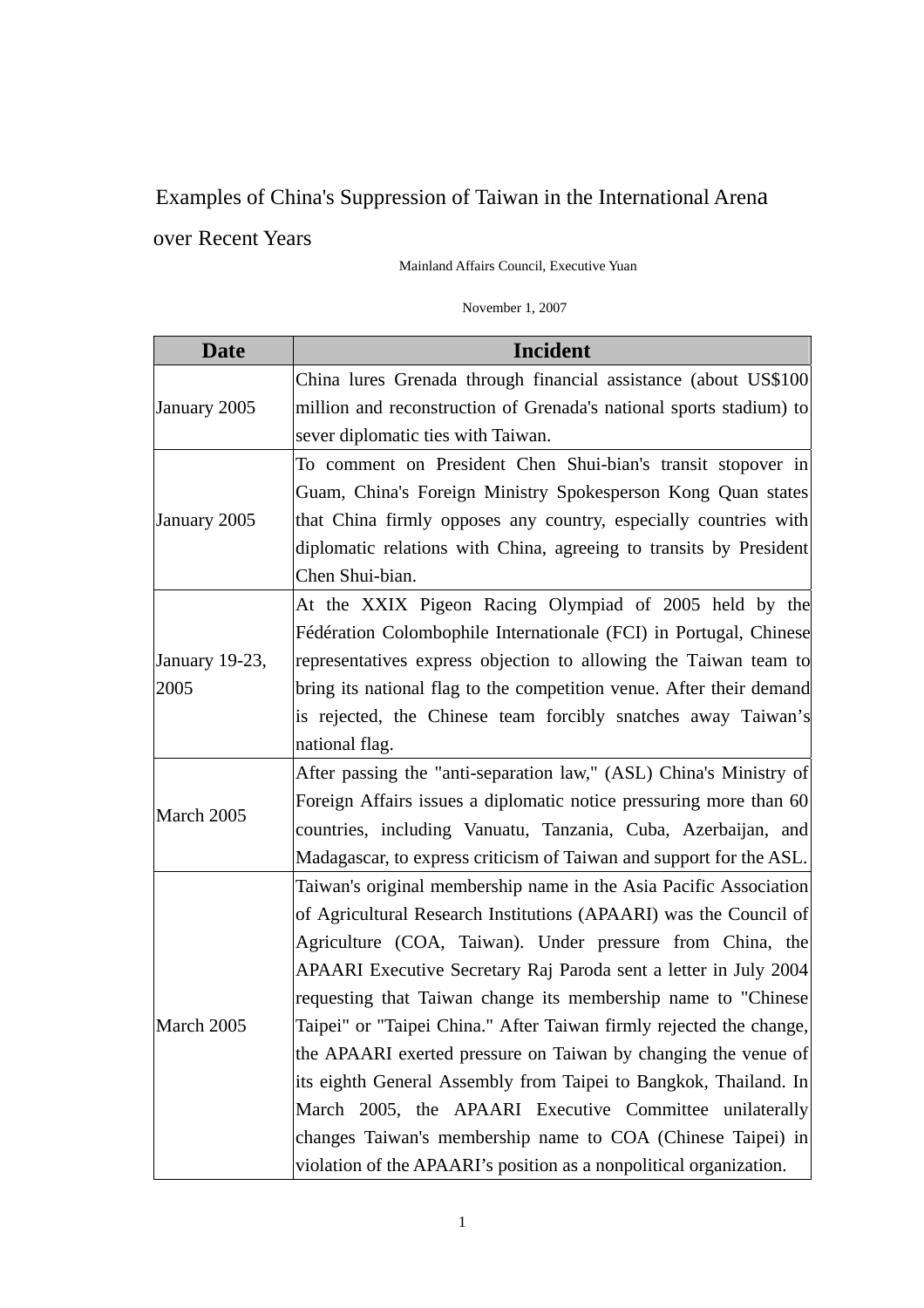# Examples of China's Suppression of Taiwan in the International Arena over Recent Years

Mainland Affairs Council, Executive Yuan

November 1, 2007

| Date | Incident |
|---|---|
| January 2005 | China lures Grenada through financial assistance (about US$100 million and reconstruction of Grenada's national sports stadium) to sever diplomatic ties with Taiwan. |
| January 2005 | To comment on President Chen Shui-bian's transit stopover in Guam, China's Foreign Ministry Spokesperson Kong Quan states that China firmly opposes any country, especially countries with diplomatic relations with China, agreeing to transits by President Chen Shui-bian. |
| January 19-23, 2005 | At the XXIX Pigeon Racing Olympiad of 2005 held by the Fédération Colombophile Internationale (FCI) in Portugal, Chinese representatives express objection to allowing the Taiwan team to bring its national flag to the competition venue. After their demand is rejected, the Chinese team forcibly snatches away Taiwan's national flag. |
| March 2005 | After passing the "anti-separation law," (ASL) China's Ministry of Foreign Affairs issues a diplomatic notice pressuring more than 60 countries, including Vanuatu, Tanzania, Cuba, Azerbaijan, and Madagascar, to express criticism of Taiwan and support for the ASL. |
| March 2005 | Taiwan's original membership name in the Asia Pacific Association of Agricultural Research Institutions (APAARI) was the Council of Agriculture (COA, Taiwan). Under pressure from China, the APAARI Executive Secretary Raj Paroda sent a letter in July 2004 requesting that Taiwan change its membership name to "Chinese Taipei" or "Taipei China." After Taiwan firmly rejected the change, the APAARI exerted pressure on Taiwan by changing the venue of its eighth General Assembly from Taipei to Bangkok, Thailand. In March 2005, the APAARI Executive Committee unilaterally changes Taiwan's membership name to COA (Chinese Taipei) in violation of the APAARI's position as a nonpolitical organization. |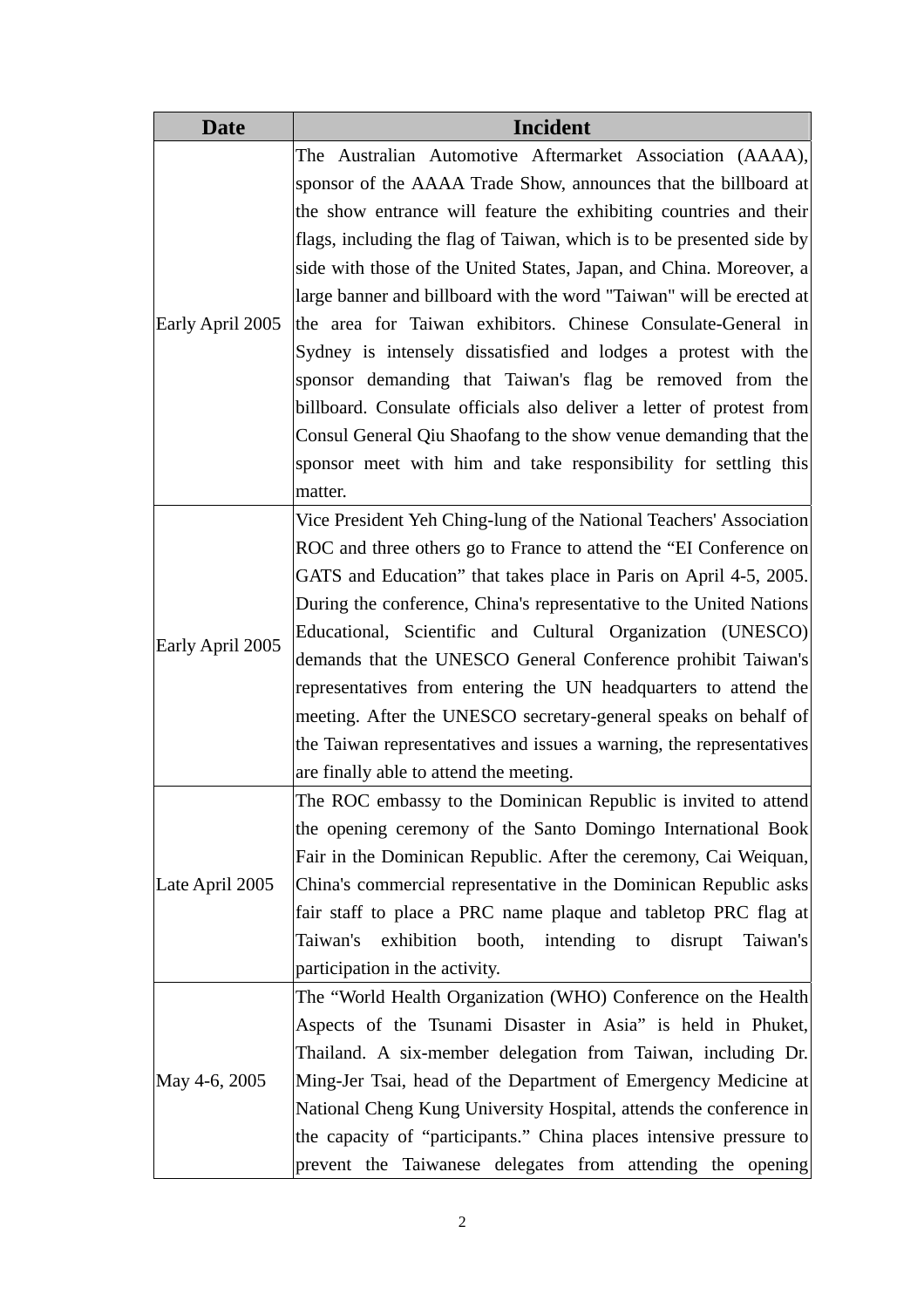| Date | Incident |
|---|---|
| Early April 2005 | The Australian Automotive Aftermarket Association (AAAA), sponsor of the AAAA Trade Show, announces that the billboard at the show entrance will feature the exhibiting countries and their flags, including the flag of Taiwan, which is to be presented side by side with those of the United States, Japan, and China. Moreover, a large banner and billboard with the word "Taiwan" will be erected at the area for Taiwan exhibitors. Chinese Consulate-General in Sydney is intensely dissatisfied and lodges a protest with the sponsor demanding that Taiwan's flag be removed from the billboard. Consulate officials also deliver a letter of protest from Consul General Qiu Shaofang to the show venue demanding that the sponsor meet with him and take responsibility for settling this matter. |
| Early April 2005 | Vice President Yeh Ching-lung of the National Teachers' Association ROC and three others go to France to attend the “EI Conference on GATS and Education” that takes place in Paris on April 4-5, 2005. During the conference, China's representative to the United Nations Educational, Scientific and Cultural Organization (UNESCO) demands that the UNESCO General Conference prohibit Taiwan's representatives from entering the UN headquarters to attend the meeting. After the UNESCO secretary-general speaks on behalf of the Taiwan representatives and issues a warning, the representatives are finally able to attend the meeting. |
| Late April 2005 | The ROC embassy to the Dominican Republic is invited to attend the opening ceremony of the Santo Domingo International Book Fair in the Dominican Republic. After the ceremony, Cai Weiquan, China's commercial representative in the Dominican Republic asks fair staff to place a PRC name plaque and tabletop PRC flag at Taiwan's exhibition booth, intending to disrupt Taiwan's participation in the activity. |
| May 4-6, 2005 | The “World Health Organization (WHO) Conference on the Health Aspects of the Tsunami Disaster in Asia” is held in Phuket, Thailand. A six-member delegation from Taiwan, including Dr. Ming-Jer Tsai, head of the Department of Emergency Medicine at National Cheng Kung University Hospital, attends the conference in the capacity of “participants.” China places intensive pressure to prevent the Taiwanese delegates from attending the opening |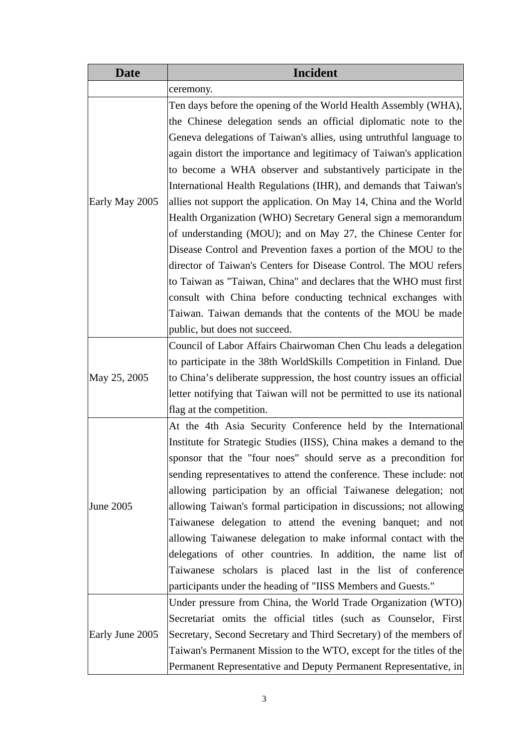| Date | Incident |
|---|---|
| | ceremony. |
| Early May 2005 | Ten days before the opening of the World Health Assembly (WHA), the Chinese delegation sends an official diplomatic note to the Geneva delegations of Taiwan's allies, using untruthful language to again distort the importance and legitimacy of Taiwan's application to become a WHA observer and substantively participate in the International Health Regulations (IHR), and demands that Taiwan's allies not support the application. On May 14, China and the World Health Organization (WHO) Secretary General sign a memorandum of understanding (MOU); and on May 27, the Chinese Center for Disease Control and Prevention faxes a portion of the MOU to the director of Taiwan's Centers for Disease Control. The MOU refers to Taiwan as "Taiwan, China" and declares that the WHO must first consult with China before conducting technical exchanges with Taiwan. Taiwan demands that the contents of the MOU be made public, but does not succeed. |
| May 25, 2005 | Council of Labor Affairs Chairwoman Chen Chu leads a delegation to participate in the 38th WorldSkills Competition in Finland. Due to China's deliberate suppression, the host country issues an official letter notifying that Taiwan will not be permitted to use its national flag at the competition. |
| June 2005 | At the 4th Asia Security Conference held by the International Institute for Strategic Studies (IISS), China makes a demand to the sponsor that the "four noes" should serve as a precondition for sending representatives to attend the conference. These include: not allowing participation by an official Taiwanese delegation; not allowing Taiwan's formal participation in discussions; not allowing Taiwanese delegation to attend the evening banquet; and not allowing Taiwanese delegation to make informal contact with the delegations of other countries. In addition, the name list of Taiwanese scholars is placed last in the list of conference participants under the heading of "IISS Members and Guests." |
| Early June 2005 | Under pressure from China, the World Trade Organization (WTO) Secretariat omits the official titles (such as Counselor, First Secretary, Second Secretary and Third Secretary) of the members of Taiwan's Permanent Mission to the WTO, except for the titles of the Permanent Representative and Deputy Permanent Representative, in |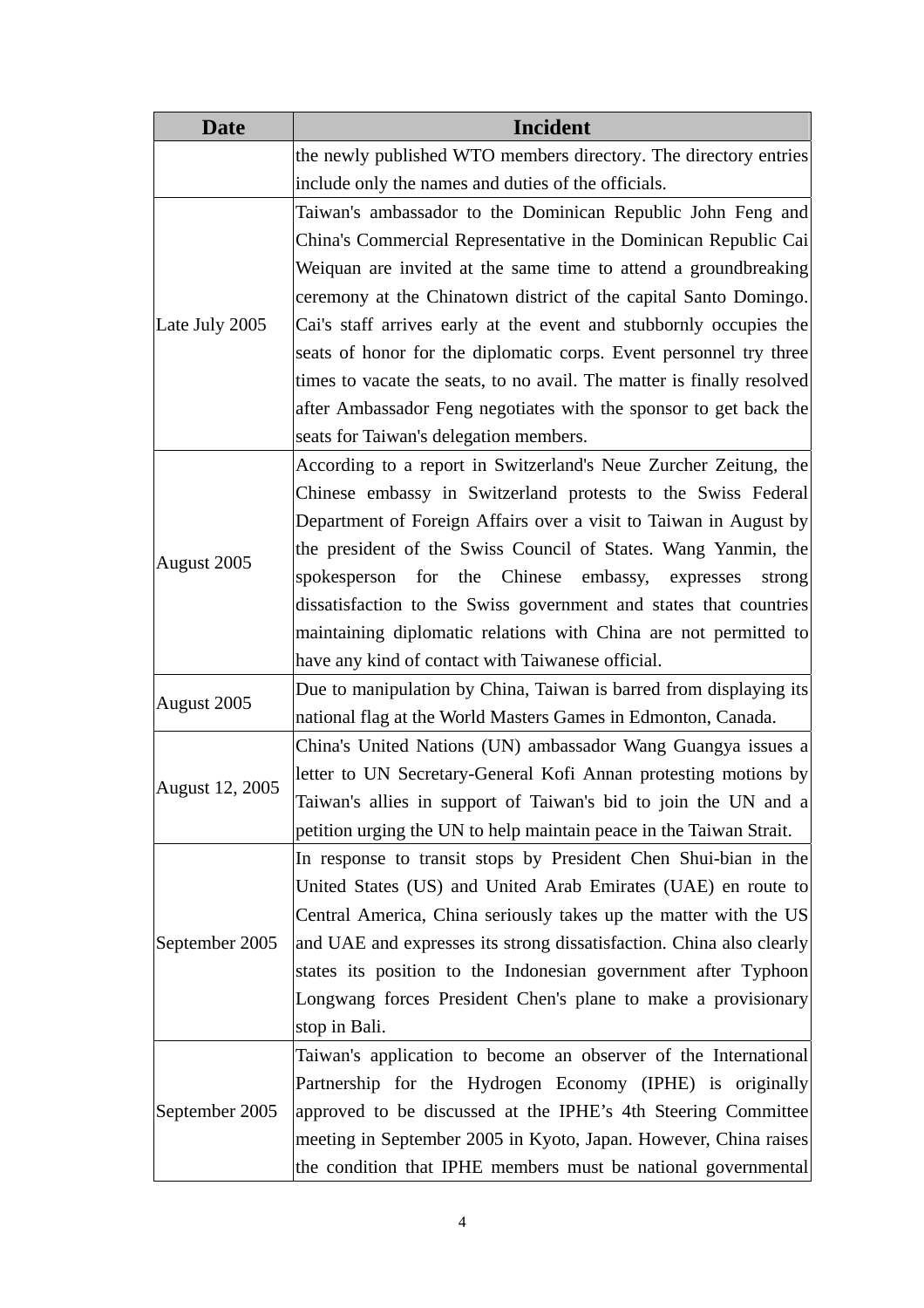| Date | Incident |
| --- | --- |
| | the newly published WTO members directory. The directory entries include only the names and duties of the officials. |
| Late July 2005 | Taiwan's ambassador to the Dominican Republic John Feng and China's Commercial Representative in the Dominican Republic Cai Weiquan are invited at the same time to attend a groundbreaking ceremony at the Chinatown district of the capital Santo Domingo. Cai's staff arrives early at the event and stubbornly occupies the seats of honor for the diplomatic corps. Event personnel try three times to vacate the seats, to no avail. The matter is finally resolved after Ambassador Feng negotiates with the sponsor to get back the seats for Taiwan's delegation members. |
| August 2005 | According to a report in Switzerland's Neue Zurcher Zeitung, the Chinese embassy in Switzerland protests to the Swiss Federal Department of Foreign Affairs over a visit to Taiwan in August by the president of the Swiss Council of States. Wang Yanmin, the spokesperson for the Chinese embassy, expresses strong dissatisfaction to the Swiss government and states that countries maintaining diplomatic relations with China are not permitted to have any kind of contact with Taiwanese official. |
| August 2005 | Due to manipulation by China, Taiwan is barred from displaying its national flag at the World Masters Games in Edmonton, Canada. |
| August 12, 2005 | China's United Nations (UN) ambassador Wang Guangya issues a letter to UN Secretary-General Kofi Annan protesting motions by Taiwan's allies in support of Taiwan's bid to join the UN and a petition urging the UN to help maintain peace in the Taiwan Strait. |
| September 2005 | In response to transit stops by President Chen Shui-bian in the United States (US) and United Arab Emirates (UAE) en route to Central America, China seriously takes up the matter with the US and UAE and expresses its strong dissatisfaction. China also clearly states its position to the Indonesian government after Typhoon Longwang forces President Chen's plane to make a provisionary stop in Bali. |
| September 2005 | Taiwan's application to become an observer of the International Partnership for the Hydrogen Economy (IPHE) is originally approved to be discussed at the IPHE’s 4th Steering Committee meeting in September 2005 in Kyoto, Japan. However, China raises the condition that IPHE members must be national governmental |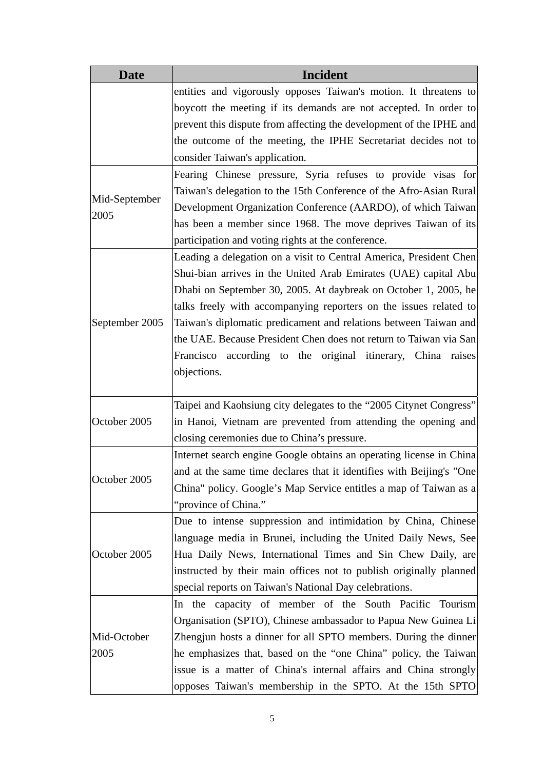| Date | Incident |
| --- | --- |
| | entities and vigorously opposes Taiwan's motion. It threatens to boycott the meeting if its demands are not accepted. In order to prevent this dispute from affecting the development of the IPHE and the outcome of the meeting, the IPHE Secretariat decides not to consider Taiwan's application. |
| Mid-September 2005 | Fearing Chinese pressure, Syria refuses to provide visas for Taiwan's delegation to the 15th Conference of the Afro-Asian Rural Development Organization Conference (AARDO), of which Taiwan has been a member since 1968. The move deprives Taiwan of its participation and voting rights at the conference. |
| September 2005 | Leading a delegation on a visit to Central America, President Chen Shui-bian arrives in the United Arab Emirates (UAE) capital Abu Dhabi on September 30, 2005. At daybreak on October 1, 2005, he talks freely with accompanying reporters on the issues related to Taiwan's diplomatic predicament and relations between Taiwan and the UAE. Because President Chen does not return to Taiwan via San Francisco according to the original itinerary, China raises objections. |
| October 2005 | Taipei and Kaohsiung city delegates to the "2005 Citynet Congress" in Hanoi, Vietnam are prevented from attending the opening and closing ceremonies due to China's pressure. |
| October 2005 | Internet search engine Google obtains an operating license in China and at the same time declares that it identifies with Beijing's "One China" policy. Google's Map Service entitles a map of Taiwan as a "province of China." |
| October 2005 | Due to intense suppression and intimidation by China, Chinese language media in Brunei, including the United Daily News, See Hua Daily News, International Times and Sin Chew Daily, are instructed by their main offices not to publish originally planned special reports on Taiwan's National Day celebrations. |
| Mid-October 2005 | In the capacity of member of the South Pacific Tourism Organisation (SPTO), Chinese ambassador to Papua New Guinea Li Zhengjun hosts a dinner for all SPTO members. During the dinner he emphasizes that, based on the "one China" policy, the Taiwan issue is a matter of China's internal affairs and China strongly opposes Taiwan's membership in the SPTO. At the 15th SPTO |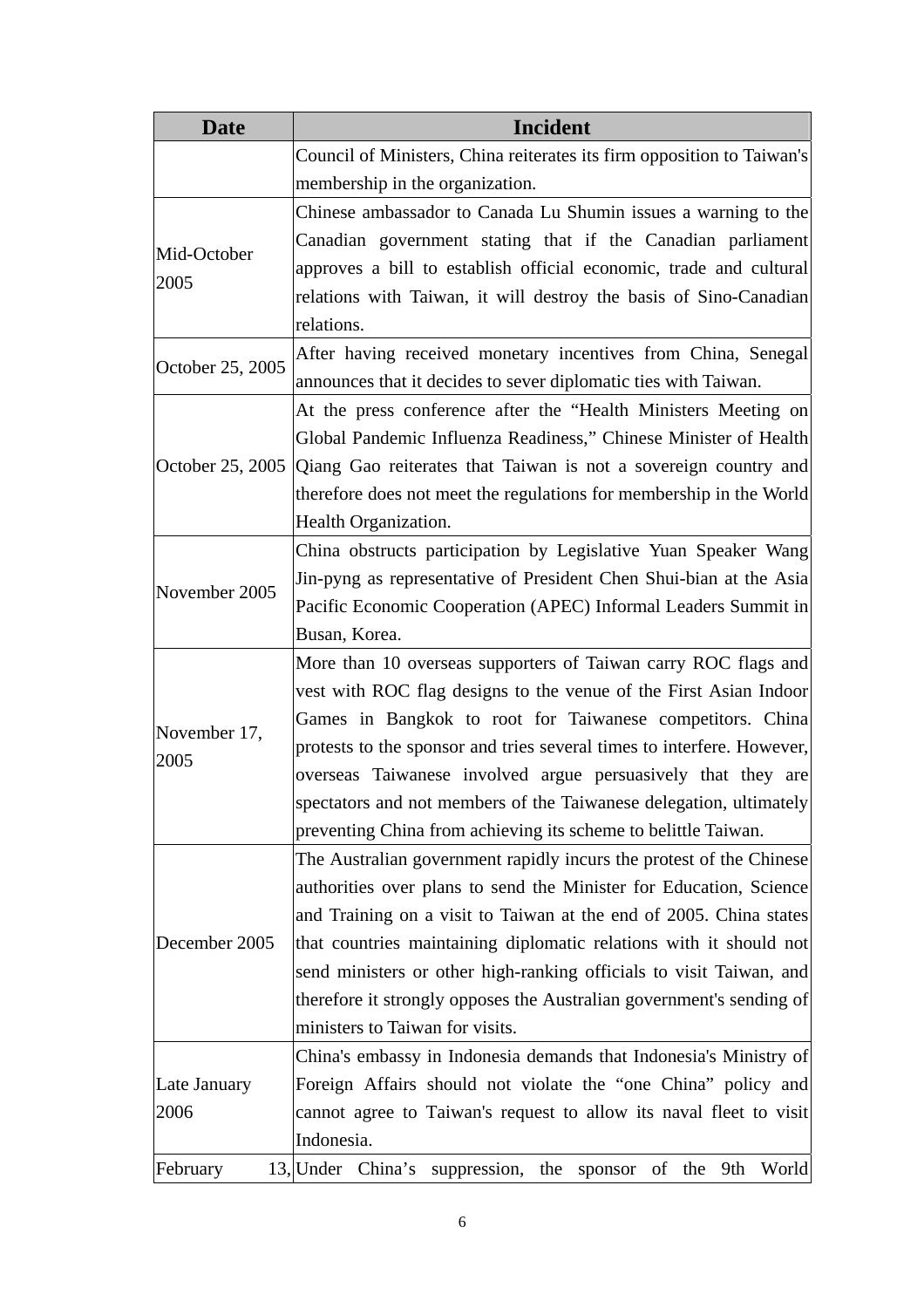| Date | Incident |
| --- | --- |
| | Council of Ministers, China reiterates its firm opposition to Taiwan's membership in the organization. |
| Mid-October 2005 | Chinese ambassador to Canada Lu Shumin issues a warning to the Canadian government stating that if the Canadian parliament approves a bill to establish official economic, trade and cultural relations with Taiwan, it will destroy the basis of Sino-Canadian relations. |
| October 25, 2005 | After having received monetary incentives from China, Senegal announces that it decides to sever diplomatic ties with Taiwan. |
| October 25, 2005 | At the press conference after the "Health Ministers Meeting on Global Pandemic Influenza Readiness," Chinese Minister of Health Qiang Gao reiterates that Taiwan is not a sovereign country and therefore does not meet the regulations for membership in the World Health Organization. |
| November 2005 | China obstructs participation by Legislative Yuan Speaker Wang Jin-pyng as representative of President Chen Shui-bian at the Asia Pacific Economic Cooperation (APEC) Informal Leaders Summit in Busan, Korea. |
| November 17, 2005 | More than 10 overseas supporters of Taiwan carry ROC flags and vest with ROC flag designs to the venue of the First Asian Indoor Games in Bangkok to root for Taiwanese competitors. China protests to the sponsor and tries several times to interfere. However, overseas Taiwanese involved argue persuasively that they are spectators and not members of the Taiwanese delegation, ultimately preventing China from achieving its scheme to belittle Taiwan. |
| December 2005 | The Australian government rapidly incurs the protest of the Chinese authorities over plans to send the Minister for Education, Science and Training on a visit to Taiwan at the end of 2005. China states that countries maintaining diplomatic relations with it should not send ministers or other high-ranking officials to visit Taiwan, and therefore it strongly opposes the Australian government's sending of ministers to Taiwan for visits. |
| Late January 2006 | China's embassy in Indonesia demands that Indonesia's Ministry of Foreign Affairs should not violate the "one China" policy and cannot agree to Taiwan's request to allow its naval fleet to visit Indonesia. |
| February 13, | Under China's suppression, the sponsor of the 9th World |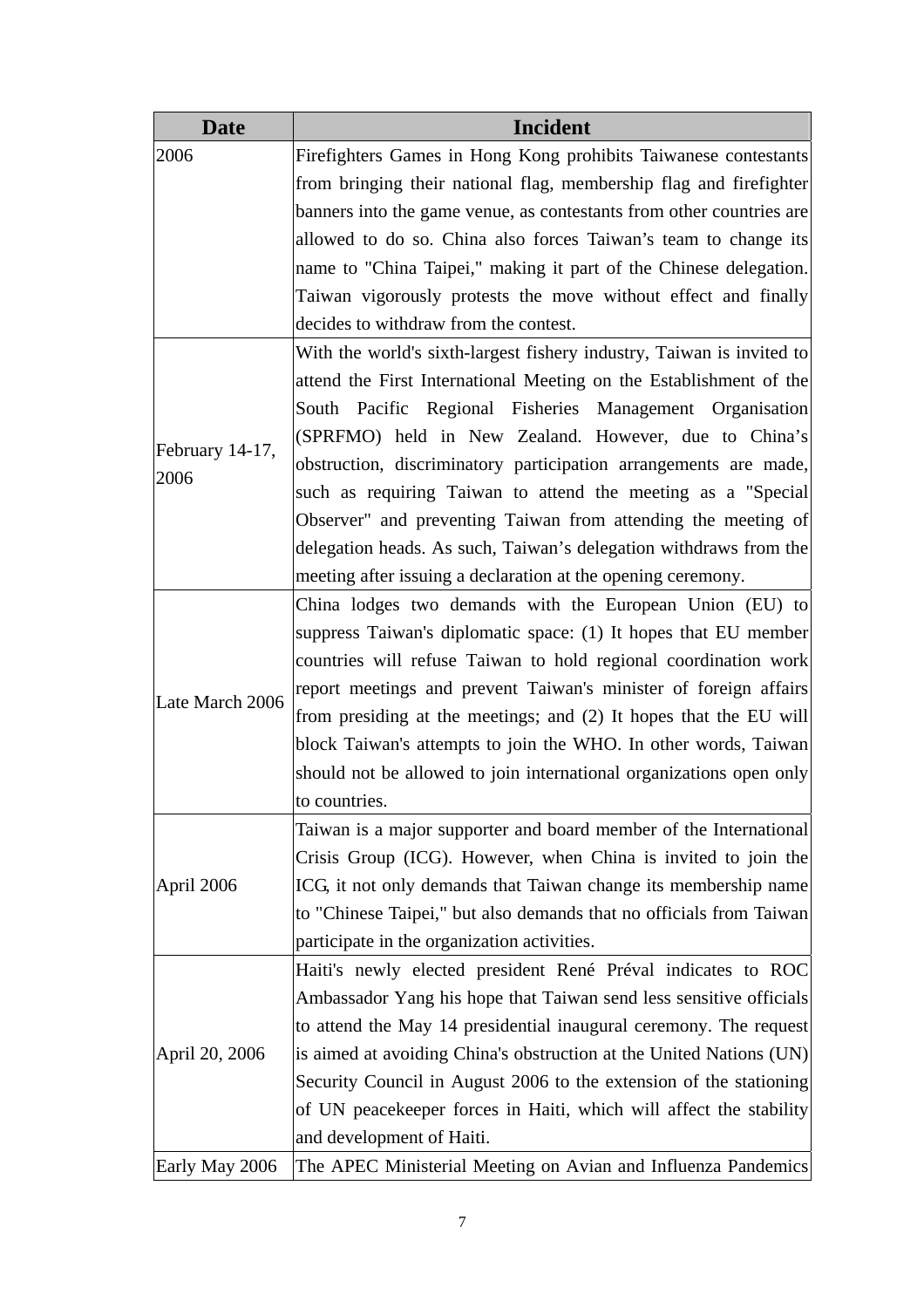| Date | Incident |
| --- | --- |
| 2006 | Firefighters Games in Hong Kong prohibits Taiwanese contestants from bringing their national flag, membership flag and firefighter banners into the game venue, as contestants from other countries are allowed to do so. China also forces Taiwan's team to change its name to "China Taipei," making it part of the Chinese delegation. Taiwan vigorously protests the move without effect and finally decides to withdraw from the contest. |
| February 14-17, 2006 | With the world's sixth-largest fishery industry, Taiwan is invited to attend the First International Meeting on the Establishment of the South Pacific Regional Fisheries Management Organisation (SPRFMO) held in New Zealand. However, due to China's obstruction, discriminatory participation arrangements are made, such as requiring Taiwan to attend the meeting as a "Special Observer" and preventing Taiwan from attending the meeting of delegation heads. As such, Taiwan's delegation withdraws from the meeting after issuing a declaration at the opening ceremony. |
| Late March 2006 | China lodges two demands with the European Union (EU) to suppress Taiwan's diplomatic space: (1) It hopes that EU member countries will refuse Taiwan to hold regional coordination work report meetings and prevent Taiwan's minister of foreign affairs from presiding at the meetings; and (2) It hopes that the EU will block Taiwan's attempts to join the WHO. In other words, Taiwan should not be allowed to join international organizations open only to countries. |
| April 2006 | Taiwan is a major supporter and board member of the International Crisis Group (ICG). However, when China is invited to join the ICG, it not only demands that Taiwan change its membership name to "Chinese Taipei," but also demands that no officials from Taiwan participate in the organization activities. |
| April 20, 2006 | Haiti's newly elected president René Préval indicates to ROC Ambassador Yang his hope that Taiwan send less sensitive officials to attend the May 14 presidential inaugural ceremony. The request is aimed at avoiding China's obstruction at the United Nations (UN) Security Council in August 2006 to the extension of the stationing of UN peacekeeper forces in Haiti, which will affect the stability and development of Haiti. |
| Early May 2006 | The APEC Ministerial Meeting on Avian and Influenza Pandemics |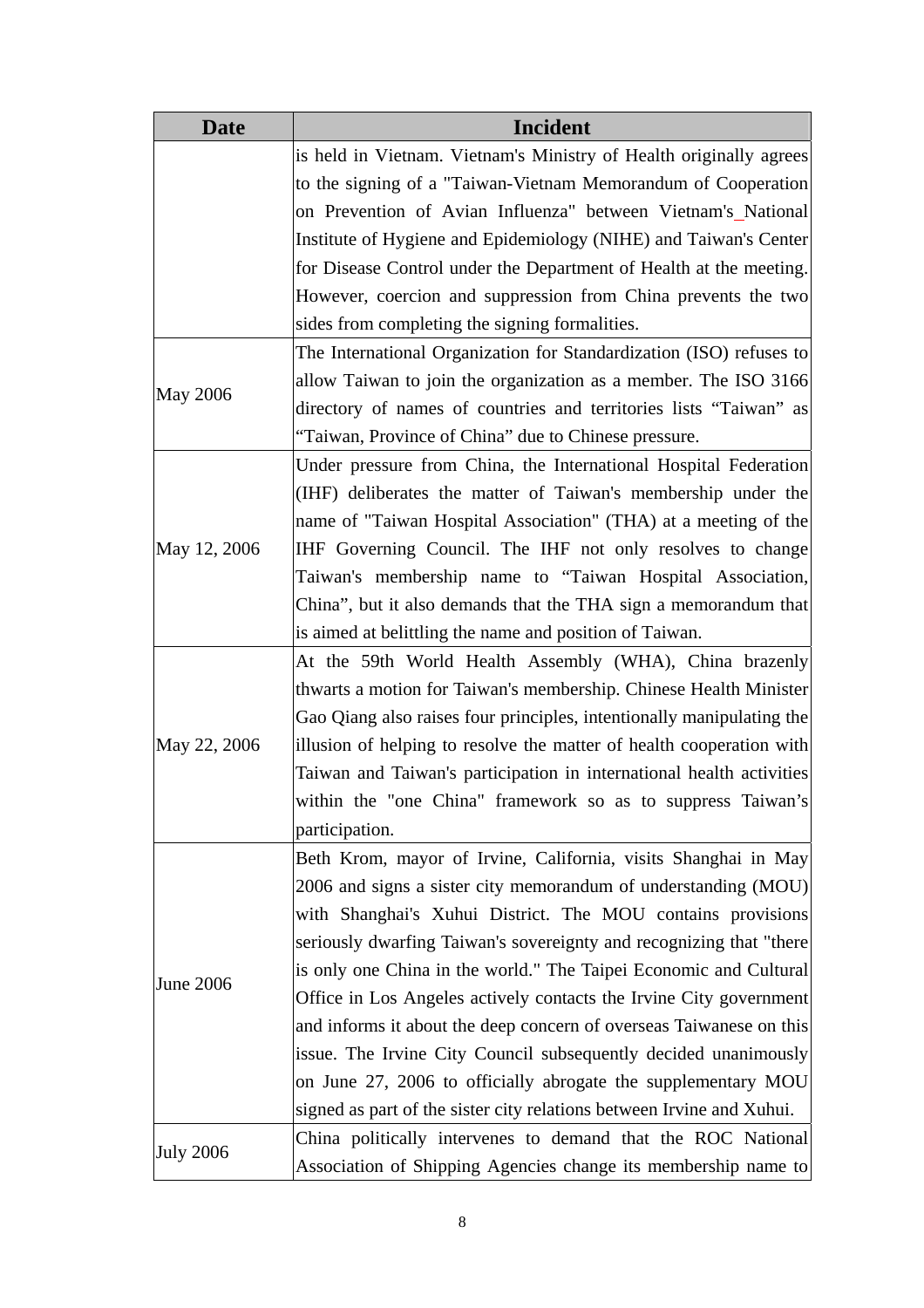| Date | Incident |
|---|---|
| | is held in Vietnam. Vietnam's Ministry of Health originally agrees to the signing of a "Taiwan-Vietnam Memorandum of Cooperation on Prevention of Avian Influenza" between Vietnam's National Institute of Hygiene and Epidemiology (NIHE) and Taiwan's Center for Disease Control under the Department of Health at the meeting. However, coercion and suppression from China prevents the two sides from completing the signing formalities. |
| May 2006 | The International Organization for Standardization (ISO) refuses to allow Taiwan to join the organization as a member. The ISO 3166 directory of names of countries and territories lists "Taiwan" as "Taiwan, Province of China" due to Chinese pressure. |
| May 12, 2006 | Under pressure from China, the International Hospital Federation (IHF) deliberates the matter of Taiwan's membership under the name of "Taiwan Hospital Association" (THA) at a meeting of the IHF Governing Council. The IHF not only resolves to change Taiwan's membership name to "Taiwan Hospital Association, China", but it also demands that the THA sign a memorandum that is aimed at belittling the name and position of Taiwan. |
| May 22, 2006 | At the 59th World Health Assembly (WHA), China brazenly thwarts a motion for Taiwan's membership. Chinese Health Minister Gao Qiang also raises four principles, intentionally manipulating the illusion of helping to resolve the matter of health cooperation with Taiwan and Taiwan's participation in international health activities within the "one China" framework so as to suppress Taiwan's participation. |
| June 2006 | Beth Krom, mayor of Irvine, California, visits Shanghai in May 2006 and signs a sister city memorandum of understanding (MOU) with Shanghai's Xuhui District. The MOU contains provisions seriously dwarfing Taiwan's sovereignty and recognizing that "there is only one China in the world." The Taipei Economic and Cultural Office in Los Angeles actively contacts the Irvine City government and informs it about the deep concern of overseas Taiwanese on this issue. The Irvine City Council subsequently decided unanimously on June 27, 2006 to officially abrogate the supplementary MOU signed as part of the sister city relations between Irvine and Xuhui. |
| July 2006 | China politically intervenes to demand that the ROC National Association of Shipping Agencies change its membership name to |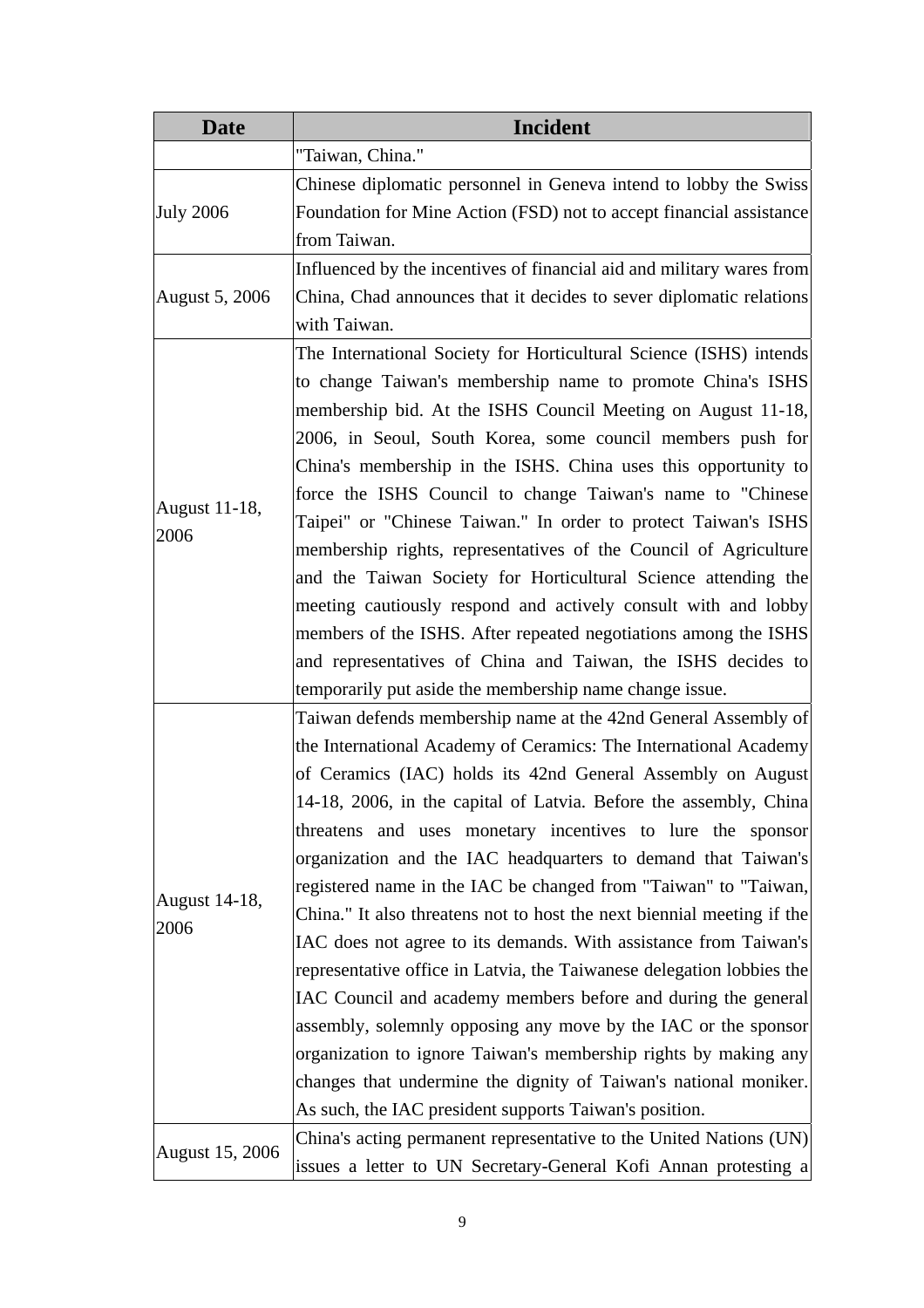| Date | Incident |
|---|---|
| | "Taiwan, China." |
| July 2006 | Chinese diplomatic personnel in Geneva intend to lobby the Swiss Foundation for Mine Action (FSD) not to accept financial assistance from Taiwan. |
| August 5, 2006 | Influenced by the incentives of financial aid and military wares from China, Chad announces that it decides to sever diplomatic relations with Taiwan. |
| August 11-18, 2006 | The International Society for Horticultural Science (ISHS) intends to change Taiwan's membership name to promote China's ISHS membership bid. At the ISHS Council Meeting on August 11-18, 2006, in Seoul, South Korea, some council members push for China's membership in the ISHS. China uses this opportunity to force the ISHS Council to change Taiwan's name to "Chinese Taipei" or "Chinese Taiwan." In order to protect Taiwan's ISHS membership rights, representatives of the Council of Agriculture and the Taiwan Society for Horticultural Science attending the meeting cautiously respond and actively consult with and lobby members of the ISHS. After repeated negotiations among the ISHS and representatives of China and Taiwan, the ISHS decides to temporarily put aside the membership name change issue. |
| August 14-18, 2006 | Taiwan defends membership name at the 42nd General Assembly of the International Academy of Ceramics: The International Academy of Ceramics (IAC) holds its 42nd General Assembly on August 14-18, 2006, in the capital of Latvia. Before the assembly, China threatens and uses monetary incentives to lure the sponsor organization and the IAC headquarters to demand that Taiwan's registered name in the IAC be changed from "Taiwan" to "Taiwan, China." It also threatens not to host the next biennial meeting if the IAC does not agree to its demands. With assistance from Taiwan's representative office in Latvia, the Taiwanese delegation lobbies the IAC Council and academy members before and during the general assembly, solemnly opposing any move by the IAC or the sponsor organization to ignore Taiwan's membership rights by making any changes that undermine the dignity of Taiwan's national moniker. As such, the IAC president supports Taiwan's position. |
| August 15, 2006 | China's acting permanent representative to the United Nations (UN) issues a letter to UN Secretary-General Kofi Annan protesting a |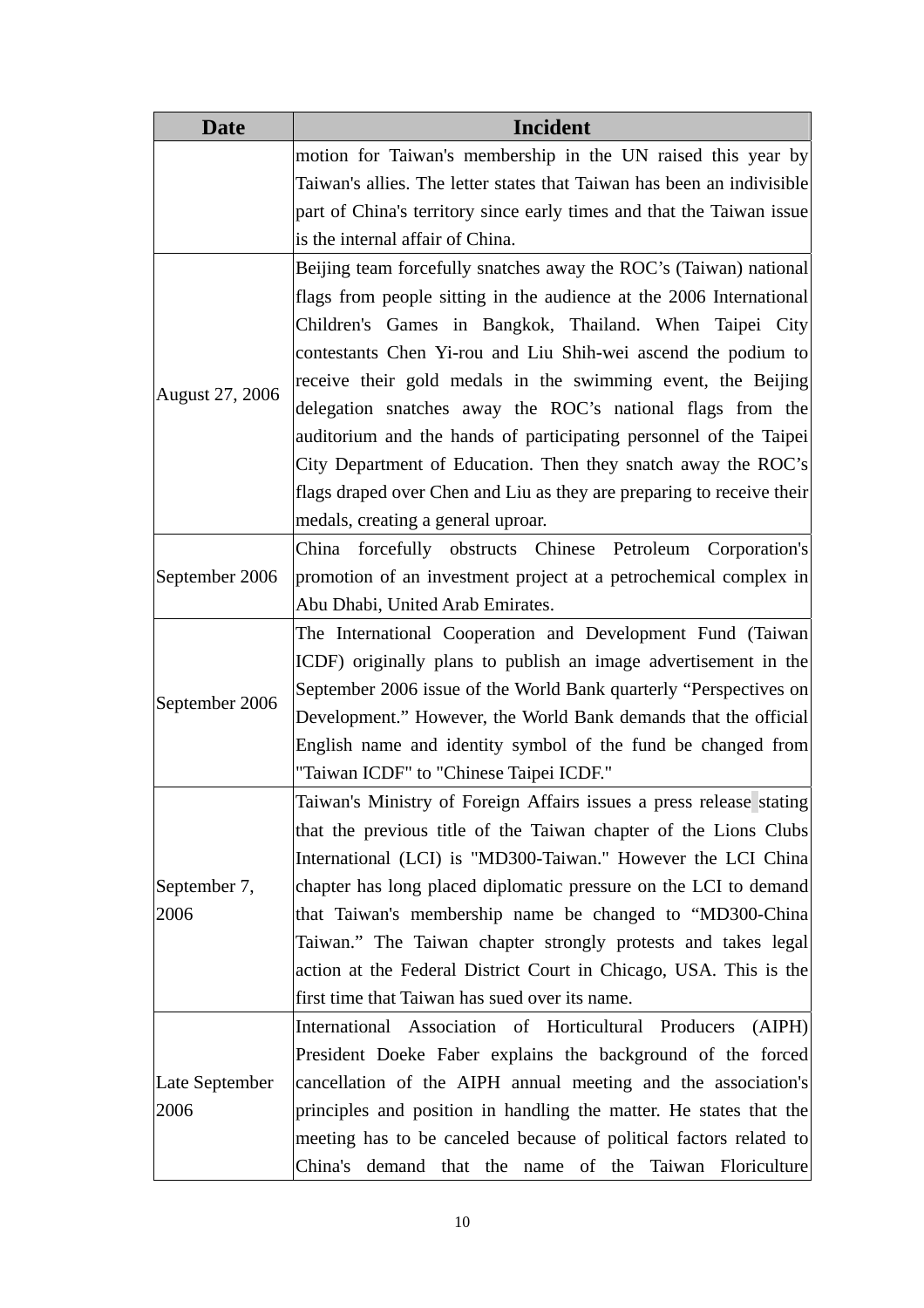| Date | Incident |
|---|---|
| | motion for Taiwan's membership in the UN raised this year by Taiwan's allies. The letter states that Taiwan has been an indivisible part of China's territory since early times and that the Taiwan issue is the internal affair of China. |
| August 27, 2006 | Beijing team forcefully snatches away the ROC's (Taiwan) national flags from people sitting in the audience at the 2006 International Children's Games in Bangkok, Thailand. When Taipei City contestants Chen Yi-rou and Liu Shih-wei ascend the podium to receive their gold medals in the swimming event, the Beijing delegation snatches away the ROC's national flags from the auditorium and the hands of participating personnel of the Taipei City Department of Education. Then they snatch away the ROC's flags draped over Chen and Liu as they are preparing to receive their medals, creating a general uproar. |
| September 2006 | China forcefully obstructs Chinese Petroleum Corporation's promotion of an investment project at a petrochemical complex in Abu Dhabi, United Arab Emirates. |
| September 2006 | The International Cooperation and Development Fund (Taiwan ICDF) originally plans to publish an image advertisement in the September 2006 issue of the World Bank quarterly "Perspectives on Development." However, the World Bank demands that the official English name and identity symbol of the fund be changed from "Taiwan ICDF" to "Chinese Taipei ICDF." |
| September 7, 2006 | Taiwan's Ministry of Foreign Affairs issues a press release stating that the previous title of the Taiwan chapter of the Lions Clubs International (LCI) is "MD300-Taiwan." However the LCI China chapter has long placed diplomatic pressure on the LCI to demand that Taiwan's membership name be changed to "MD300-China Taiwan." The Taiwan chapter strongly protests and takes legal action at the Federal District Court in Chicago, USA. This is the first time that Taiwan has sued over its name. |
| Late September 2006 | International Association of Horticultural Producers (AIPH) President Doeke Faber explains the background of the forced cancellation of the AIPH annual meeting and the association's principles and position in handling the matter. He states that the meeting has to be canceled because of political factors related to China's demand that the name of the Taiwan Floriculture |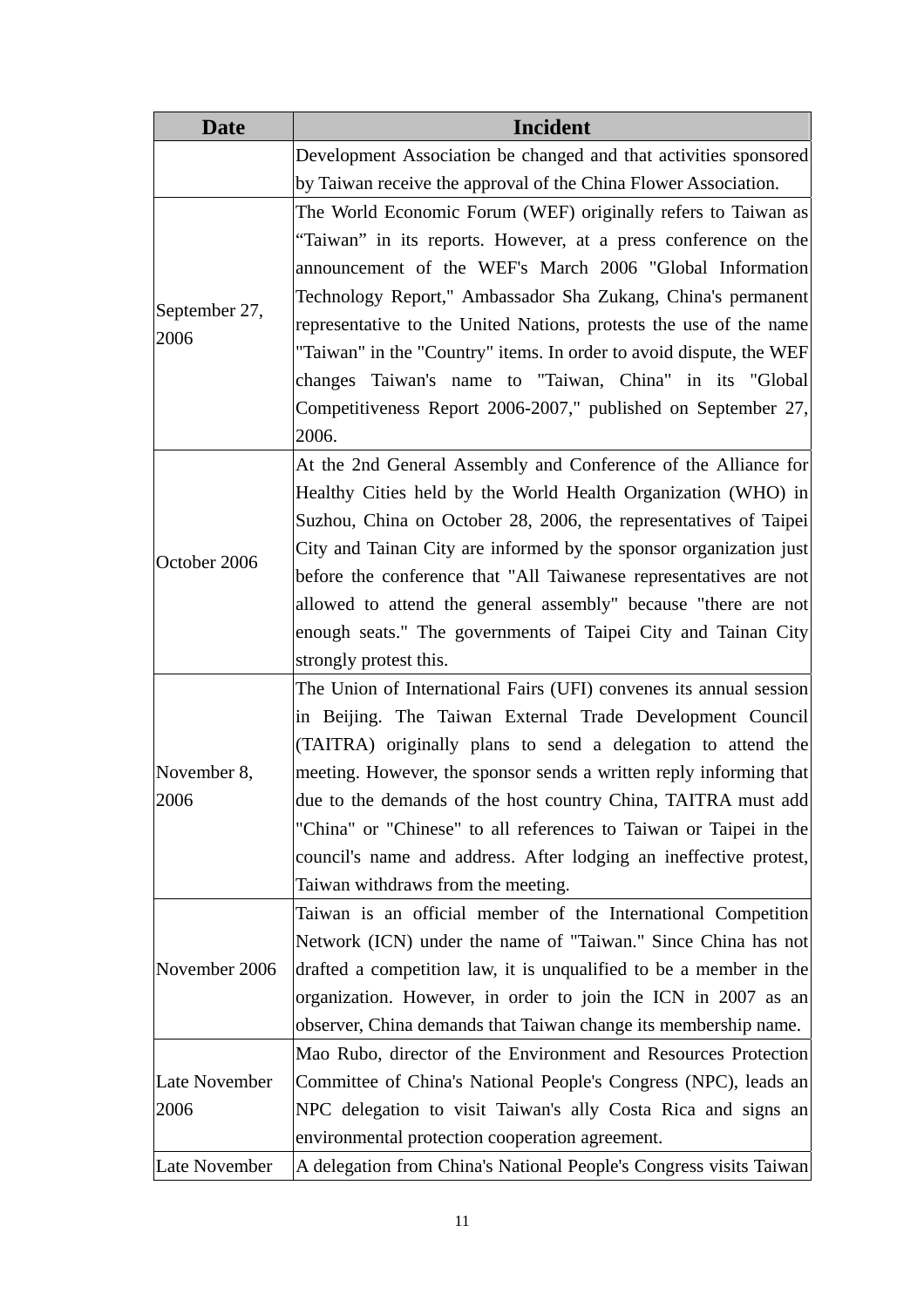| Date | Incident |
|---|---|
| | Development Association be changed and that activities sponsored by Taiwan receive the approval of the China Flower Association. |
| September 27, 2006 | The World Economic Forum (WEF) originally refers to Taiwan as “Taiwan” in its reports. However, at a press conference on the announcement of the WEF's March 2006 "Global Information Technology Report," Ambassador Sha Zukang, China's permanent representative to the United Nations, protests the use of the name "Taiwan" in the "Country" items. In order to avoid dispute, the WEF changes Taiwan's name to "Taiwan, China" in its "Global Competitiveness Report 2006-2007," published on September 27, 2006. |
| October 2006 | At the 2nd General Assembly and Conference of the Alliance for Healthy Cities held by the World Health Organization (WHO) in Suzhou, China on October 28, 2006, the representatives of Taipei City and Tainan City are informed by the sponsor organization just before the conference that "All Taiwanese representatives are not allowed to attend the general assembly" because "there are not enough seats." The governments of Taipei City and Tainan City strongly protest this. |
| November 8, 2006 | The Union of International Fairs (UFI) convenes its annual session in Beijing. The Taiwan External Trade Development Council (TAITRA) originally plans to send a delegation to attend the meeting. However, the sponsor sends a written reply informing that due to the demands of the host country China, TAITRA must add "China" or "Chinese" to all references to Taiwan or Taipei in the council's name and address. After lodging an ineffective protest, Taiwan withdraws from the meeting. |
| November 2006 | Taiwan is an official member of the International Competition Network (ICN) under the name of "Taiwan." Since China has not drafted a competition law, it is unqualified to be a member in the organization. However, in order to join the ICN in 2007 as an observer, China demands that Taiwan change its membership name. |
| Late November 2006 | Mao Rubo, director of the Environment and Resources Protection Committee of China's National People's Congress (NPC), leads an NPC delegation to visit Taiwan's ally Costa Rica and signs an environmental protection cooperation agreement. |
| Late November | A delegation from China's National People's Congress visits Taiwan |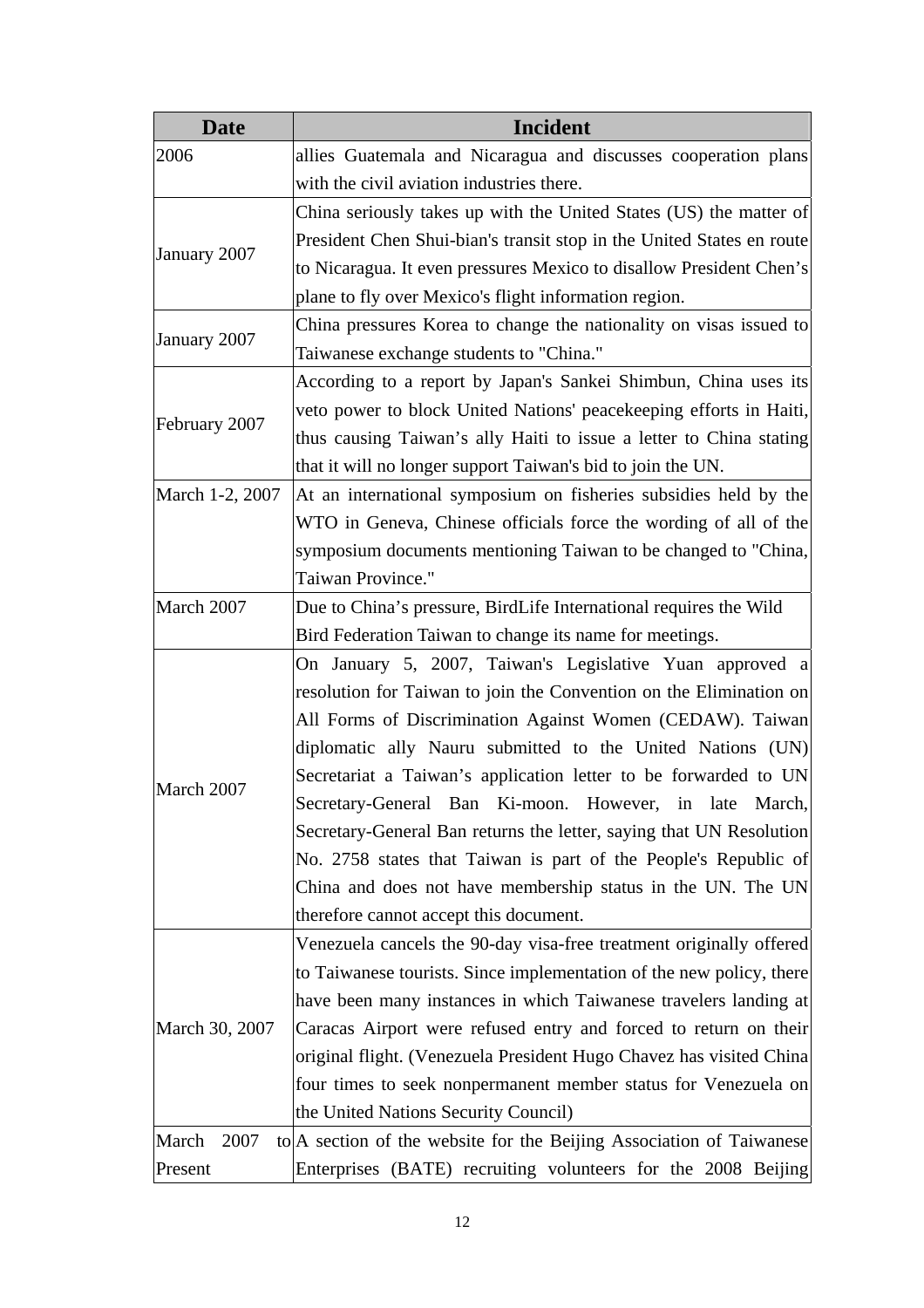| Date | Incident |
|---|---|
| 2006 | allies Guatemala and Nicaragua and discusses cooperation plans with the civil aviation industries there. |
| January 2007 | China seriously takes up with the United States (US) the matter of President Chen Shui-bian's transit stop in the United States en route to Nicaragua. It even pressures Mexico to disallow President Chen's plane to fly over Mexico's flight information region. |
| January 2007 | China pressures Korea to change the nationality on visas issued to Taiwanese exchange students to "China." |
| February 2007 | According to a report by Japan's Sankei Shimbun, China uses its veto power to block United Nations' peacekeeping efforts in Haiti, thus causing Taiwan's ally Haiti to issue a letter to China stating that it will no longer support Taiwan's bid to join the UN. |
| March 1-2, 2007 | At an international symposium on fisheries subsidies held by the WTO in Geneva, Chinese officials force the wording of all of the symposium documents mentioning Taiwan to be changed to "China, Taiwan Province." |
| March 2007 | Due to China's pressure, BirdLife International requires the Wild Bird Federation Taiwan to change its name for meetings. |
| March 2007 | On January 5, 2007, Taiwan's Legislative Yuan approved a resolution for Taiwan to join the Convention on the Elimination on All Forms of Discrimination Against Women (CEDAW). Taiwan diplomatic ally Nauru submitted to the United Nations (UN) Secretariat a Taiwan's application letter to be forwarded to UN Secretary-General Ban Ki-moon. However, in late March, Secretary-General Ban returns the letter, saying that UN Resolution No. 2758 states that Taiwan is part of the People's Republic of China and does not have membership status in the UN. The UN therefore cannot accept this document. |
| March 30, 2007 | Venezuela cancels the 90-day visa-free treatment originally offered to Taiwanese tourists. Since implementation of the new policy, there have been many instances in which Taiwanese travelers landing at Caracas Airport were refused entry and forced to return on their original flight. (Venezuela President Hugo Chavez has visited China four times to seek nonpermanent member status for Venezuela on the United Nations Security Council) |
| March 2007 to Present | A section of the website for the Beijing Association of Taiwanese Enterprises (BATE) recruiting volunteers for the 2008 Beijing |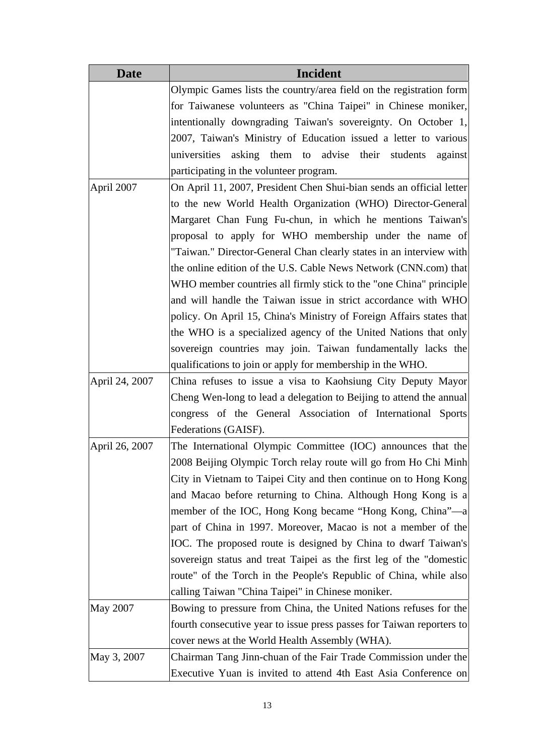| Date | Incident |
|---|---|
| | Olympic Games lists the country/area field on the registration form for Taiwanese volunteers as "China Taipei" in Chinese moniker, intentionally downgrading Taiwan's sovereignty. On October 1, 2007, Taiwan's Ministry of Education issued a letter to various universities asking them to advise their students against participating in the volunteer program. |
| April 2007 | On April 11, 2007, President Chen Shui-bian sends an official letter to the new World Health Organization (WHO) Director-General Margaret Chan Fung Fu-chun, in which he mentions Taiwan's proposal to apply for WHO membership under the name of "Taiwan." Director-General Chan clearly states in an interview with the online edition of the U.S. Cable News Network (CNN.com) that WHO member countries all firmly stick to the "one China" principle and will handle the Taiwan issue in strict accordance with WHO policy. On April 15, China's Ministry of Foreign Affairs states that the WHO is a specialized agency of the United Nations that only sovereign countries may join. Taiwan fundamentally lacks the qualifications to join or apply for membership in the WHO. |
| April 24, 2007 | China refuses to issue a visa to Kaohsiung City Deputy Mayor Cheng Wen-long to lead a delegation to Beijing to attend the annual congress of the General Association of International Sports Federations (GAISF). |
| April 26, 2007 | The International Olympic Committee (IOC) announces that the 2008 Beijing Olympic Torch relay route will go from Ho Chi Minh City in Vietnam to Taipei City and then continue on to Hong Kong and Macao before returning to China. Although Hong Kong is a member of the IOC, Hong Kong became "Hong Kong, China"—a part of China in 1997. Moreover, Macao is not a member of the IOC. The proposed route is designed by China to dwarf Taiwan's sovereign status and treat Taipei as the first leg of the "domestic route" of the Torch in the People's Republic of China, while also calling Taiwan "China Taipei" in Chinese moniker. |
| May 2007 | Bowing to pressure from China, the United Nations refuses for the fourth consecutive year to issue press passes for Taiwan reporters to cover news at the World Health Assembly (WHA). |
| May 3, 2007 | Chairman Tang Jinn-chuan of the Fair Trade Commission under the Executive Yuan is invited to attend 4th East Asia Conference on |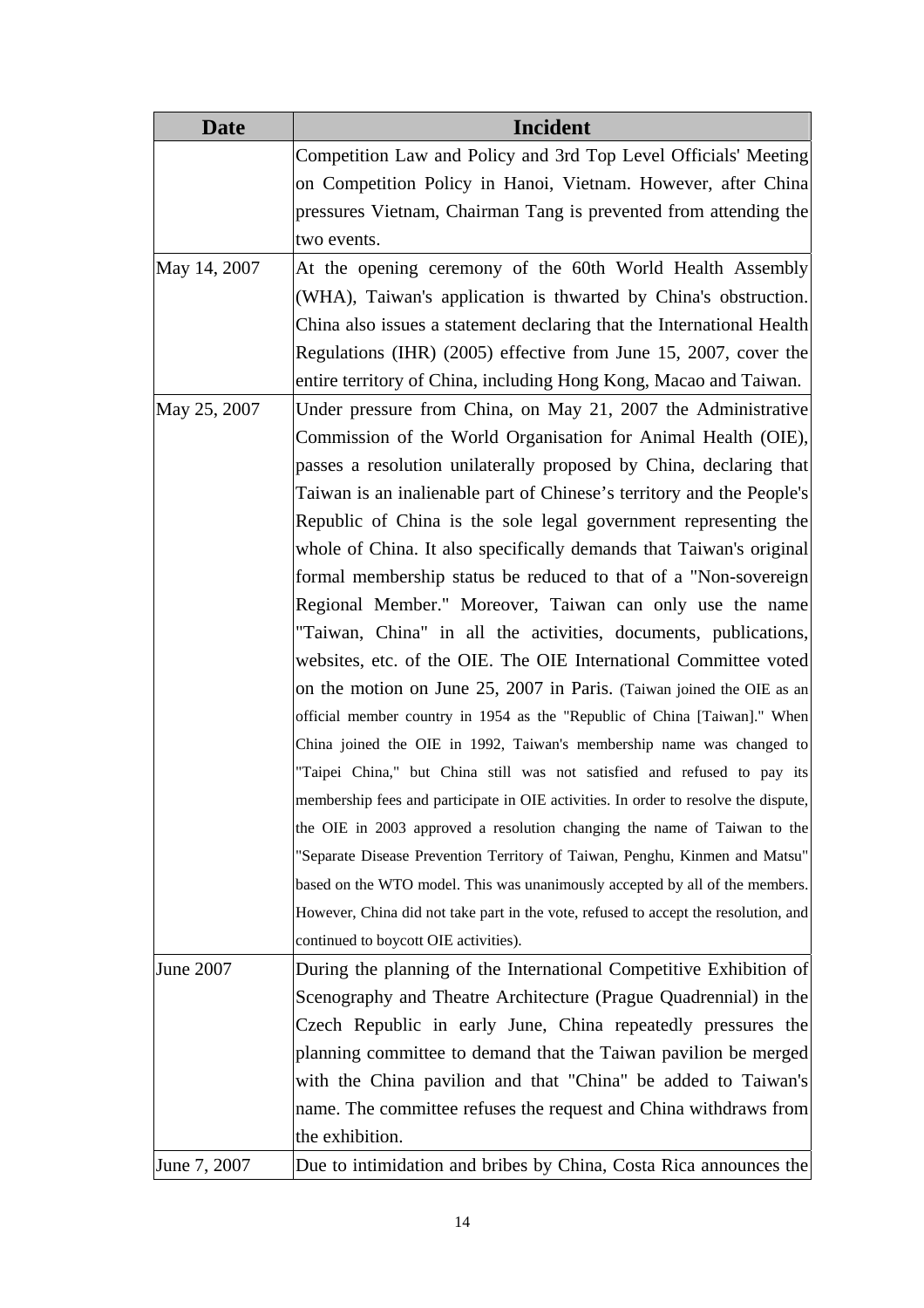| Date | Incident |
|---|---|
| | Competition Law and Policy and 3rd Top Level Officials' Meeting on Competition Policy in Hanoi, Vietnam. However, after China pressures Vietnam, Chairman Tang is prevented from attending the two events. |
| May 14, 2007 | At the opening ceremony of the 60th World Health Assembly (WHA), Taiwan's application is thwarted by China's obstruction. China also issues a statement declaring that the International Health Regulations (IHR) (2005) effective from June 15, 2007, cover the entire territory of China, including Hong Kong, Macao and Taiwan. |
| May 25, 2007 | Under pressure from China, on May 21, 2007 the Administrative Commission of the World Organisation for Animal Health (OIE), passes a resolution unilaterally proposed by China, declaring that Taiwan is an inalienable part of Chinese's territory and the People's Republic of China is the sole legal government representing the whole of China. It also specifically demands that Taiwan's original formal membership status be reduced to that of a "Non-sovereign Regional Member." Moreover, Taiwan can only use the name "Taiwan, China" in all the activities, documents, publications, websites, etc. of the OIE. The OIE International Committee voted on the motion on June 25, 2007 in Paris. (Taiwan joined the OIE as an official member country in 1954 as the "Republic of China [Taiwan]." When China joined the OIE in 1992, Taiwan's membership name was changed to "Taipei China," but China still was not satisfied and refused to pay its membership fees and participate in OIE activities. In order to resolve the dispute, the OIE in 2003 approved a resolution changing the name of Taiwan to the "Separate Disease Prevention Territory of Taiwan, Penghu, Kinmen and Matsu" based on the WTO model. This was unanimously accepted by all of the members. However, China did not take part in the vote, refused to accept the resolution, and continued to boycott OIE activities). |
| June 2007 | During the planning of the International Competitive Exhibition of Scenography and Theatre Architecture (Prague Quadrennial) in the Czech Republic in early June, China repeatedly pressures the planning committee to demand that the Taiwan pavilion be merged with the China pavilion and that "China" be added to Taiwan's name. The committee refuses the request and China withdraws from the exhibition. |
| June 7, 2007 | Due to intimidation and bribes by China, Costa Rica announces the |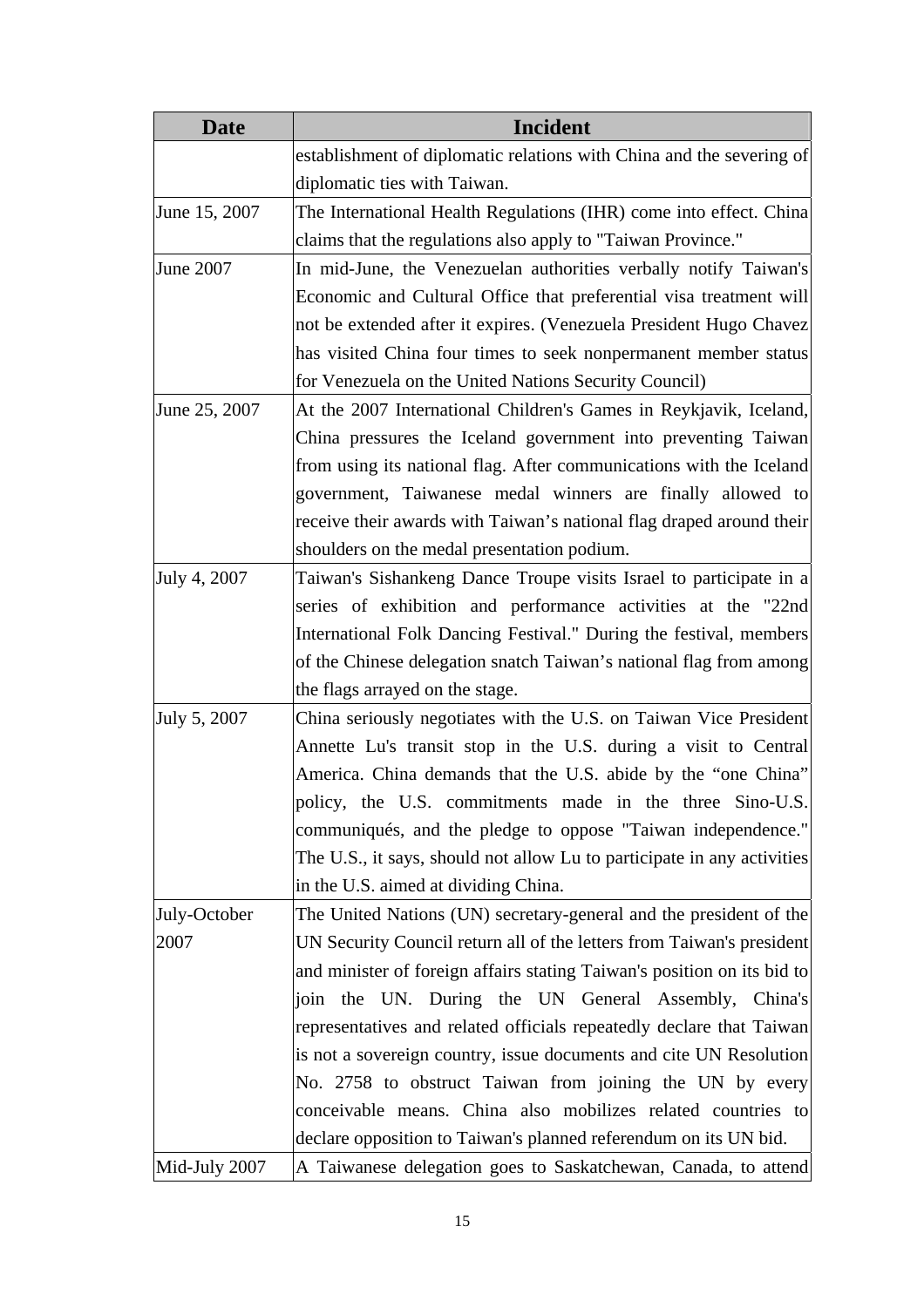| Date | Incident |
|---|---|
| | establishment of diplomatic relations with China and the severing of diplomatic ties with Taiwan. |
| June 15, 2007 | The International Health Regulations (IHR) come into effect. China claims that the regulations also apply to "Taiwan Province." |
| June 2007 | In mid-June, the Venezuelan authorities verbally notify Taiwan's Economic and Cultural Office that preferential visa treatment will not be extended after it expires. (Venezuela President Hugo Chavez has visited China four times to seek nonpermanent member status for Venezuela on the United Nations Security Council) |
| June 25, 2007 | At the 2007 International Children's Games in Reykjavik, Iceland, China pressures the Iceland government into preventing Taiwan from using its national flag. After communications with the Iceland government, Taiwanese medal winners are finally allowed to receive their awards with Taiwan's national flag draped around their shoulders on the medal presentation podium. |
| July 4, 2007 | Taiwan's Sishankeng Dance Troupe visits Israel to participate in a series of exhibition and performance activities at the "22nd International Folk Dancing Festival." During the festival, members of the Chinese delegation snatch Taiwan's national flag from among the flags arrayed on the stage. |
| July 5, 2007 | China seriously negotiates with the U.S. on Taiwan Vice President Annette Lu's transit stop in the U.S. during a visit to Central America. China demands that the U.S. abide by the "one China" policy, the U.S. commitments made in the three Sino-U.S. communiqués, and the pledge to oppose "Taiwan independence." The U.S., it says, should not allow Lu to participate in any activities in the U.S. aimed at dividing China. |
| July-October 2007 | The United Nations (UN) secretary-general and the president of the UN Security Council return all of the letters from Taiwan's president and minister of foreign affairs stating Taiwan's position on its bid to join the UN. During the UN General Assembly, China's representatives and related officials repeatedly declare that Taiwan is not a sovereign country, issue documents and cite UN Resolution No. 2758 to obstruct Taiwan from joining the UN by every conceivable means. China also mobilizes related countries to declare opposition to Taiwan's planned referendum on its UN bid. |
| Mid-July 2007 | A Taiwanese delegation goes to Saskatchewan, Canada, to attend |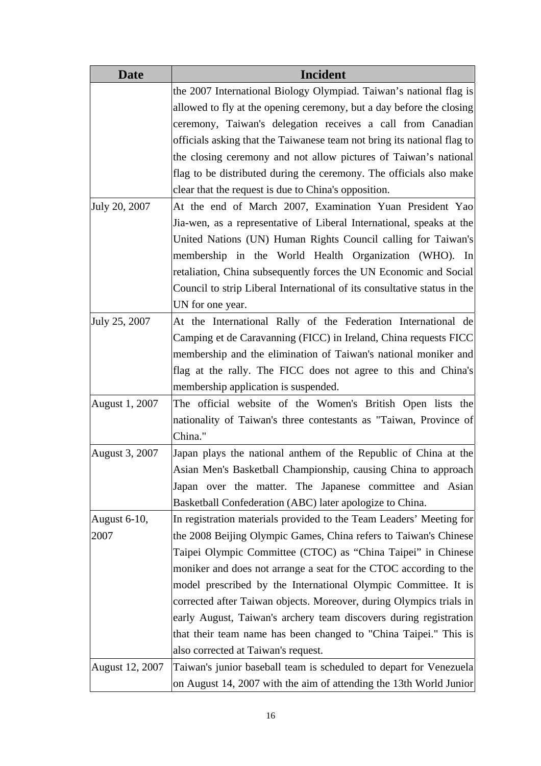| Date | Incident |
|---|---|
| | the 2007 International Biology Olympiad. Taiwan's national flag is allowed to fly at the opening ceremony, but a day before the closing ceremony, Taiwan's delegation receives a call from Canadian officials asking that the Taiwanese team not bring its national flag to the closing ceremony and not allow pictures of Taiwan's national flag to be distributed during the ceremony. The officials also make clear that the request is due to China's opposition. |
| July 20, 2007 | At the end of March 2007, Examination Yuan President Yao Jia-wen, as a representative of Liberal International, speaks at the United Nations (UN) Human Rights Council calling for Taiwan's membership in the World Health Organization (WHO). In retaliation, China subsequently forces the UN Economic and Social Council to strip Liberal International of its consultative status in the UN for one year. |
| July 25, 2007 | At the International Rally of the Federation International de Camping et de Caravanning (FICC) in Ireland, China requests FICC membership and the elimination of Taiwan's national moniker and flag at the rally. The FICC does not agree to this and China's membership application is suspended. |
| August 1, 2007 | The official website of the Women's British Open lists the nationality of Taiwan's three contestants as "Taiwan, Province of China." |
| August 3, 2007 | Japan plays the national anthem of the Republic of China at the Asian Men's Basketball Championship, causing China to approach Japan over the matter. The Japanese committee and Asian Basketball Confederation (ABC) later apologize to China. |
| August 6-10, 2007 | In registration materials provided to the Team Leaders' Meeting for the 2008 Beijing Olympic Games, China refers to Taiwan's Chinese Taipei Olympic Committee (CTOC) as "China Taipei" in Chinese moniker and does not arrange a seat for the CTOC according to the model prescribed by the International Olympic Committee. It is corrected after Taiwan objects. Moreover, during Olympics trials in early August, Taiwan's archery team discovers during registration that their team name has been changed to "China Taipei." This is also corrected at Taiwan's request. |
| August 12, 2007 | Taiwan's junior baseball team is scheduled to depart for Venezuela on August 14, 2007 with the aim of attending the 13th World Junior |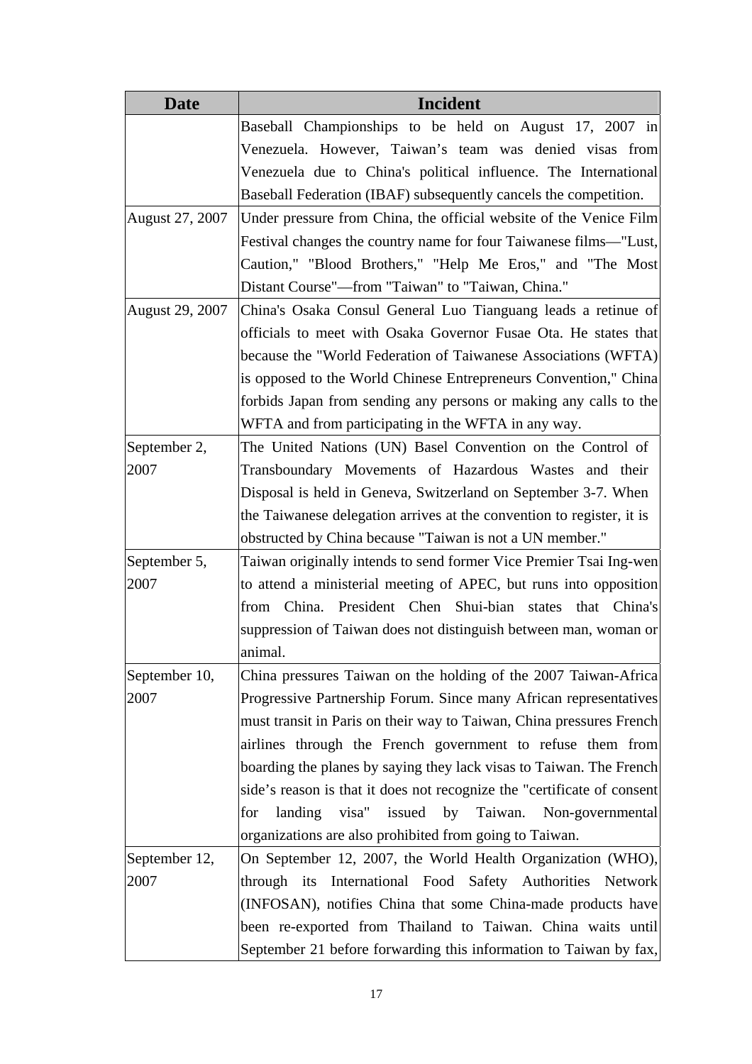| Date | Incident |
|---|---|
| | Baseball Championships to be held on August 17, 2007 in Venezuela. However, Taiwan's team was denied visas from Venezuela due to China's political influence. The International Baseball Federation (IBAF) subsequently cancels the competition. |
| August 27, 2007 | Under pressure from China, the official website of the Venice Film Festival changes the country name for four Taiwanese films—"Lust, Caution," "Blood Brothers," "Help Me Eros," and "The Most Distant Course"—from "Taiwan" to "Taiwan, China." |
| August 29, 2007 | China's Osaka Consul General Luo Tianguang leads a retinue of officials to meet with Osaka Governor Fusae Ota. He states that because the "World Federation of Taiwanese Associations (WFTA) is opposed to the World Chinese Entrepreneurs Convention," China forbids Japan from sending any persons or making any calls to the WFTA and from participating in the WFTA in any way. |
| September 2, 2007 | The United Nations (UN) Basel Convention on the Control of Transboundary Movements of Hazardous Wastes and their Disposal is held in Geneva, Switzerland on September 3-7. When the Taiwanese delegation arrives at the convention to register, it is obstructed by China because "Taiwan is not a UN member." |
| September 5, 2007 | Taiwan originally intends to send former Vice Premier Tsai Ing-wen to attend a ministerial meeting of APEC, but runs into opposition from China. President Chen Shui-bian states that China's suppression of Taiwan does not distinguish between man, woman or animal. |
| September 10, 2007 | China pressures Taiwan on the holding of the 2007 Taiwan-Africa Progressive Partnership Forum. Since many African representatives must transit in Paris on their way to Taiwan, China pressures French airlines through the French government to refuse them from boarding the planes by saying they lack visas to Taiwan. The French side's reason is that it does not recognize the "certificate of consent for landing visa" issued by Taiwan. Non-governmental organizations are also prohibited from going to Taiwan. |
| September 12, 2007 | On September 12, 2007, the World Health Organization (WHO), through its International Food Safety Authorities Network (INFOSAN), notifies China that some China-made products have been re-exported from Thailand to Taiwan. China waits until September 21 before forwarding this information to Taiwan by fax, |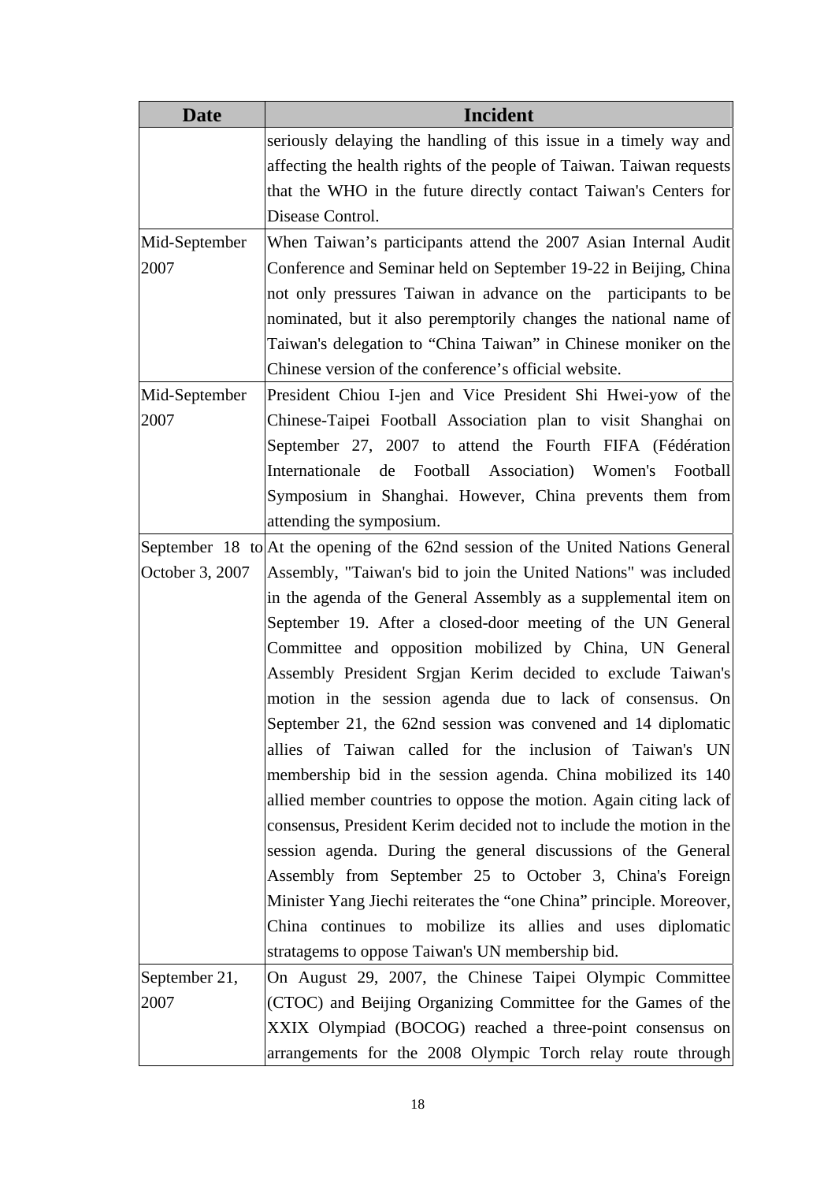| Date | Incident |
|---|---|
| | seriously delaying the handling of this issue in a timely way and affecting the health rights of the people of Taiwan. Taiwan requests that the WHO in the future directly contact Taiwan's Centers for Disease Control. |
| Mid-September 2007 | When Taiwan's participants attend the 2007 Asian Internal Audit Conference and Seminar held on September 19-22 in Beijing, China not only pressures Taiwan in advance on the participants to be nominated, but it also peremptorily changes the national name of Taiwan's delegation to "China Taiwan" in Chinese moniker on the Chinese version of the conference's official website. |
| Mid-September 2007 | President Chiou I-jen and Vice President Shi Hwei-yow of the Chinese-Taipei Football Association plan to visit Shanghai on September 27, 2007 to attend the Fourth FIFA (Fédération Internationale de Football Association) Women's Football Symposium in Shanghai. However, China prevents them from attending the symposium. |
| September 18 to October 3, 2007 | At the opening of the 62nd session of the United Nations General Assembly, "Taiwan's bid to join the United Nations" was included in the agenda of the General Assembly as a supplemental item on September 19. After a closed-door meeting of the UN General Committee and opposition mobilized by China, UN General Assembly President Srgjan Kerim decided to exclude Taiwan's motion in the session agenda due to lack of consensus. On September 21, the 62nd session was convened and 14 diplomatic allies of Taiwan called for the inclusion of Taiwan's UN membership bid in the session agenda. China mobilized its 140 allied member countries to oppose the motion. Again citing lack of consensus, President Kerim decided not to include the motion in the session agenda. During the general discussions of the General Assembly from September 25 to October 3, China's Foreign Minister Yang Jiechi reiterates the "one China" principle. Moreover, China continues to mobilize its allies and uses diplomatic stratagems to oppose Taiwan's UN membership bid. |
| September 21, 2007 | On August 29, 2007, the Chinese Taipei Olympic Committee (CTOC) and Beijing Organizing Committee for the Games of the XXIX Olympiad (BOCOG) reached a three-point consensus on arrangements for the 2008 Olympic Torch relay route through |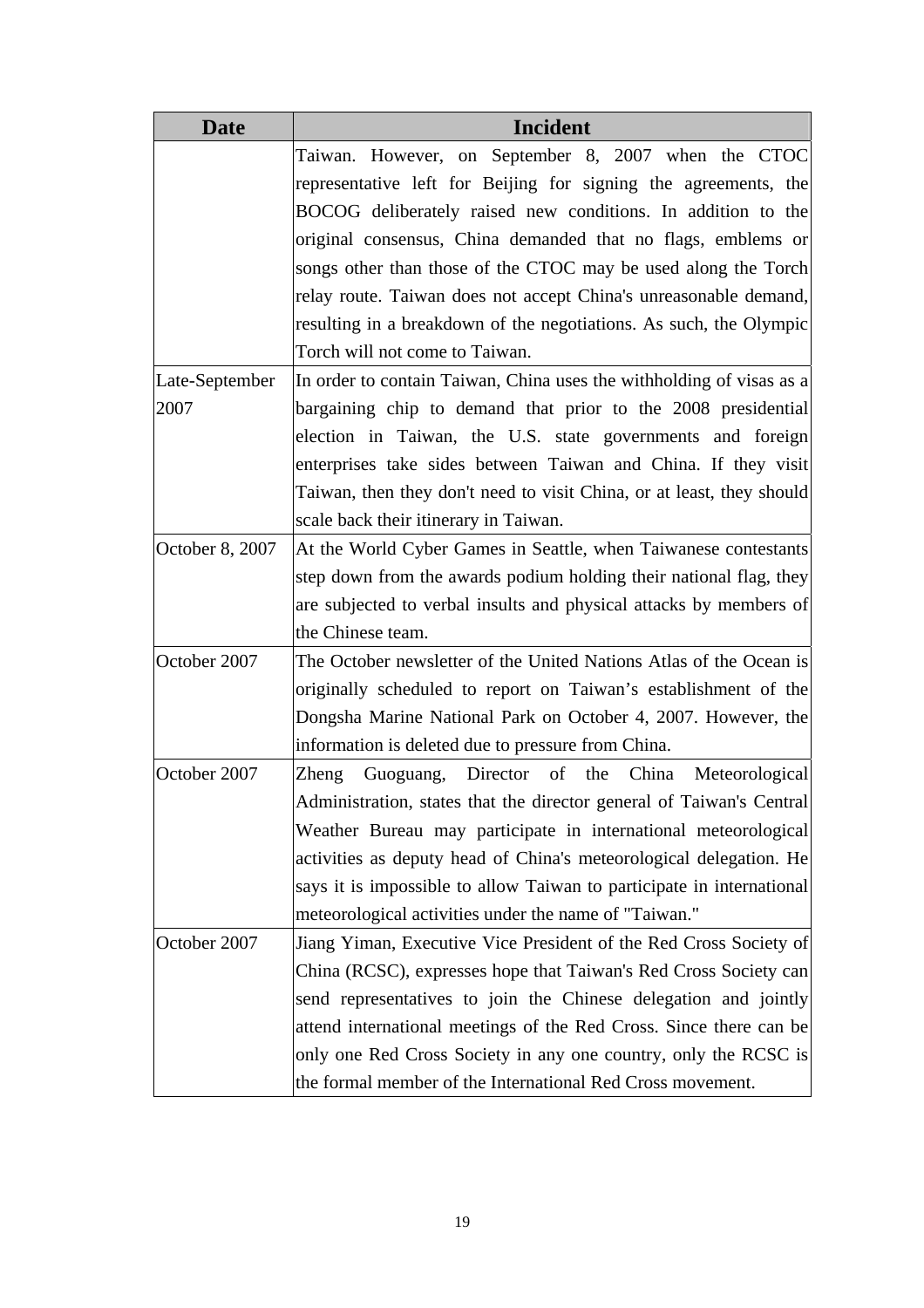| Date | Incident |
|---|---|
| | Taiwan. However, on September 8, 2007 when the CTOC representative left for Beijing for signing the agreements, the BOCOG deliberately raised new conditions. In addition to the original consensus, China demanded that no flags, emblems or songs other than those of the CTOC may be used along the Torch relay route. Taiwan does not accept China's unreasonable demand, resulting in a breakdown of the negotiations. As such, the Olympic Torch will not come to Taiwan. |
| Late-September 2007 | In order to contain Taiwan, China uses the withholding of visas as a bargaining chip to demand that prior to the 2008 presidential election in Taiwan, the U.S. state governments and foreign enterprises take sides between Taiwan and China. If they visit Taiwan, then they don't need to visit China, or at least, they should scale back their itinerary in Taiwan. |
| October 8, 2007 | At the World Cyber Games in Seattle, when Taiwanese contestants step down from the awards podium holding their national flag, they are subjected to verbal insults and physical attacks by members of the Chinese team. |
| October 2007 | The October newsletter of the United Nations Atlas of the Ocean is originally scheduled to report on Taiwan’s establishment of the Dongsha Marine National Park on October 4, 2007. However, the information is deleted due to pressure from China. |
| October 2007 | Zheng Guoguang, Director of the China Meteorological Administration, states that the director general of Taiwan's Central Weather Bureau may participate in international meteorological activities as deputy head of China's meteorological delegation. He says it is impossible to allow Taiwan to participate in international meteorological activities under the name of "Taiwan." |
| October 2007 | Jiang Yiman, Executive Vice President of the Red Cross Society of China (RCSC), expresses hope that Taiwan's Red Cross Society can send representatives to join the Chinese delegation and jointly attend international meetings of the Red Cross. Since there can be only one Red Cross Society in any one country, only the RCSC is the formal member of the International Red Cross movement. |